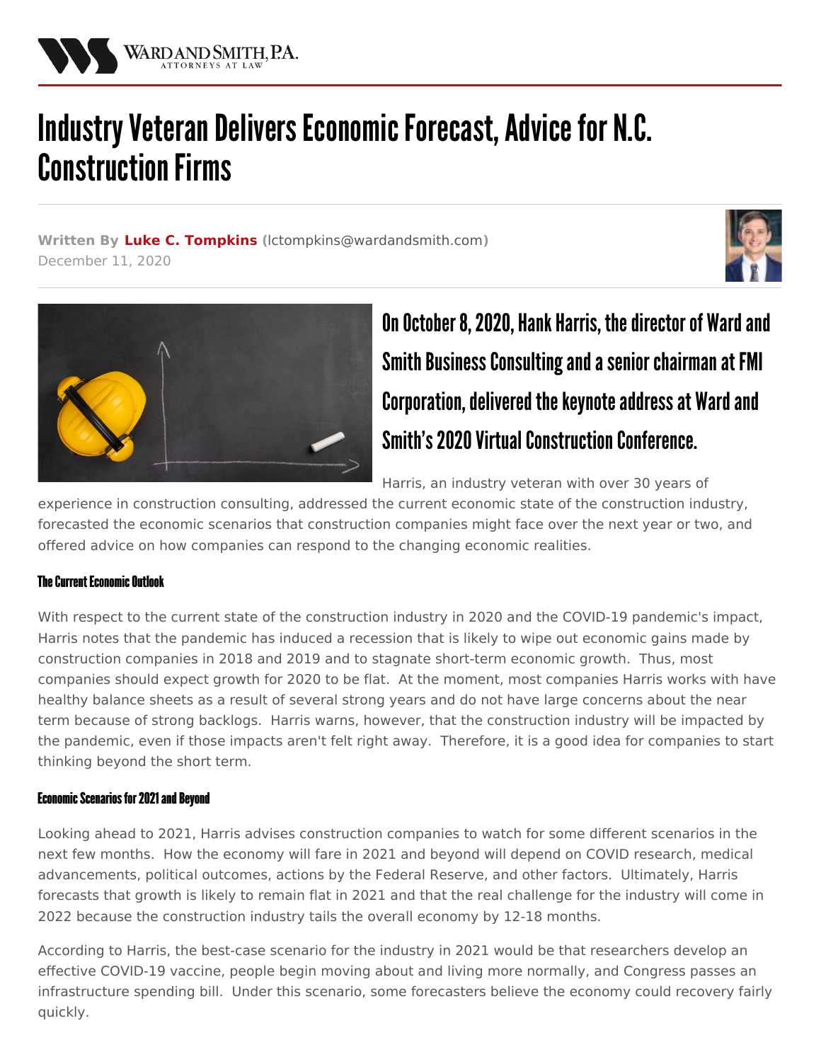# Industry Veteran Delivers Economic Forecast, Advice for N.C. Construction Firms

**Written By Luke C. Tompkins** (lctompkins@wardandsmith.com)
December 11, 2020

## On October 8, 2020, Hank Harris, the director of Ward and Smith Business Consulting and a senior chairman at FMI Corporation, delivered the keynote address at Ward and Smith's 2020 Virtual Construction Conference.

Harris, an industry veteran with over 30 years of experience in construction consulting, addressed the current economic state of the construction industry, forecasted the economic scenarios that construction companies might face over the next year or two, and offered advice on how companies can respond to the changing economic realities.

#### The Current Economic Outlook

With respect to the current state of the construction industry in 2020 and the COVID-19 pandemic's impact, Harris notes that the pandemic has induced a recession that is likely to wipe out economic gains made by construction companies in 2018 and 2019 and to stagnate short-term economic growth. Thus, most companies should expect growth for 2020 to be flat. At the moment, most companies Harris works with have healthy balance sheets as a result of several strong years and do not have large concerns about the near term because of strong backlogs. Harris warns, however, that the construction industry will be impacted by the pandemic, even if those impacts aren't felt right away. Therefore, it is a good idea for companies to start thinking beyond the short term.

#### Economic Scenarios for 2021 and Beyond

Looking ahead to 2021, Harris advises construction companies to watch for some different scenarios in the next few months. How the economy will fare in 2021 and beyond will depend on COVID research, medical advancements, political outcomes, actions by the Federal Reserve, and other factors. Ultimately, Harris forecasts that growth is likely to remain flat in 2021 and that the real challenge for the industry will come in 2022 because the construction industry tails the overall economy by 12-18 months.

According to Harris, the best-case scenario for the industry in 2021 would be that researchers develop an effective COVID-19 vaccine, people begin moving about and living more normally, and Congress passes an infrastructure spending bill. Under this scenario, some forecasters believe the economy could recovery fairly quickly.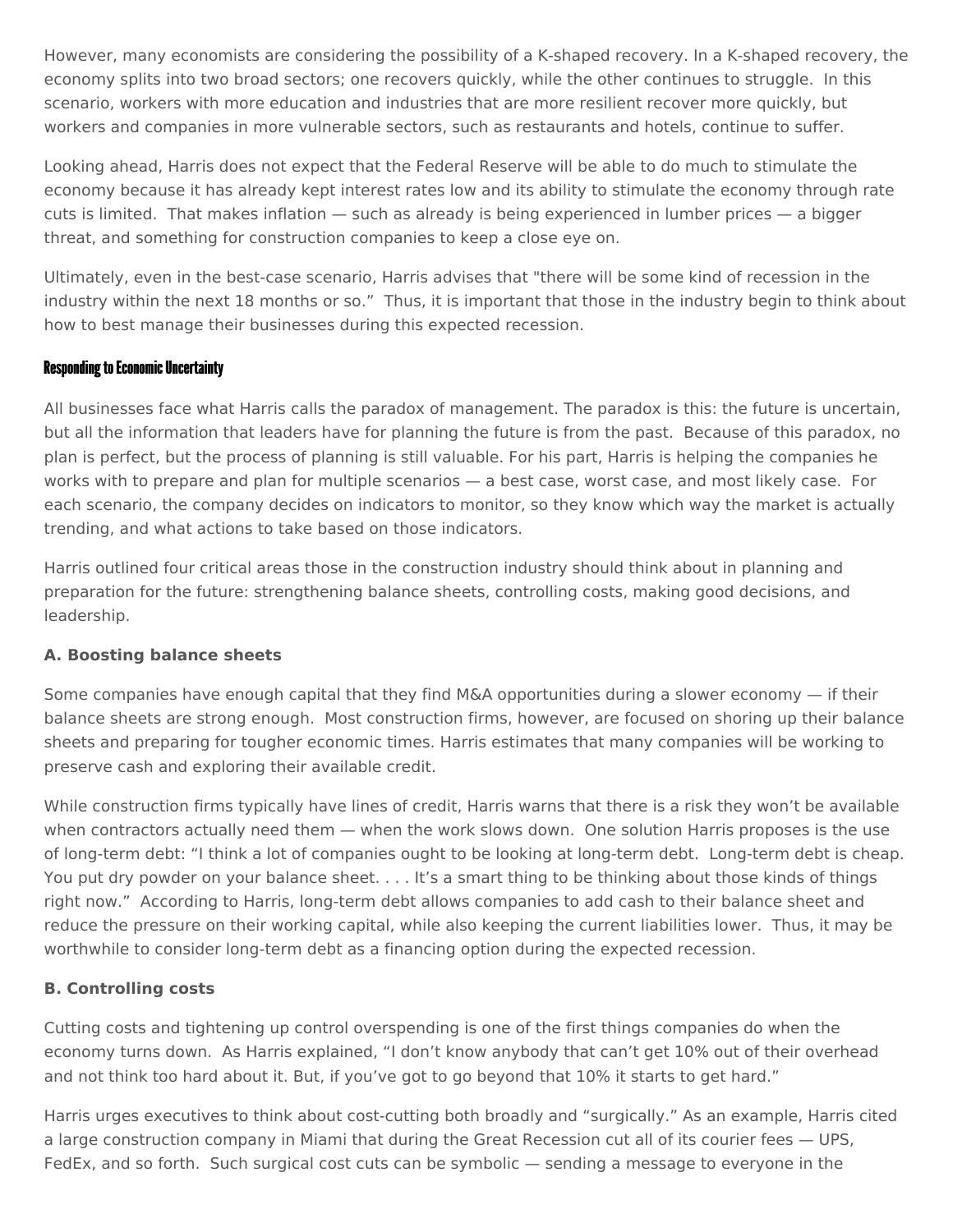However, many economists are considering the possibility of a K-shaped recovery. In a K-shaped recovery, the economy splits into two broad sectors; one recovers quickly, while the other continues to struggle. In this scenario, workers with more education and industries that are more resilient recover more quickly, but workers and companies in more vulnerable sectors, such as restaurants and hotels, continue to suffer.

Looking ahead, Harris does not expect that the Federal Reserve will be able to do much to stimulate the economy because it has already kept interest rates low and its ability to stimulate the economy through rate cuts is limited. That makes inflation — such as already is being experienced in lumber prices — a bigger threat, and something for construction companies to keep a close eye on.

Ultimately, even in the best-case scenario, Harris advises that "there will be some kind of recession in the industry within the next 18 months or so." Thus, it is important that those in the industry begin to think about how to best manage their businesses during this expected recession.

## Responding to Economic Uncertainty

All businesses face what Harris calls the paradox of management. The paradox is this: the future is uncertain, but all the information that leaders have for planning the future is from the past. Because of this paradox, no plan is perfect, but the process of planning is still valuable. For his part, Harris is helping the companies he works with to prepare and plan for multiple scenarios — a best case, worst case, and most likely case. For each scenario, the company decides on indicators to monitor, so they know which way the market is actually trending, and what actions to take based on those indicators.

Harris outlined four critical areas those in the construction industry should think about in planning and preparation for the future: strengthening balance sheets, controlling costs, making good decisions, and leadership.

### A. Boosting balance sheets

Some companies have enough capital that they find M&A opportunities during a slower economy — if their balance sheets are strong enough. Most construction firms, however, are focused on shoring up their balance sheets and preparing for tougher economic times. Harris estimates that many companies will be working to preserve cash and exploring their available credit.

While construction firms typically have lines of credit, Harris warns that there is a risk they won't be available when contractors actually need them — when the work slows down. One solution Harris proposes is the use of long-term debt: "I think a lot of companies ought to be looking at long-term debt. Long-term debt is cheap. You put dry powder on your balance sheet. . . . It's a smart thing to be thinking about those kinds of things right now." According to Harris, long-term debt allows companies to add cash to their balance sheet and reduce the pressure on their working capital, while also keeping the current liabilities lower. Thus, it may be worthwhile to consider long-term debt as a financing option during the expected recession.

### B. Controlling costs

Cutting costs and tightening up control overspending is one of the first things companies do when the economy turns down. As Harris explained, "I don't know anybody that can't get 10% out of their overhead and not think too hard about it. But, if you've got to go beyond that 10% it starts to get hard."

Harris urges executives to think about cost-cutting both broadly and "surgically." As an example, Harris cited a large construction company in Miami that during the Great Recession cut all of its courier fees — UPS, FedEx, and so forth. Such surgical cost cuts can be symbolic — sending a message to everyone in the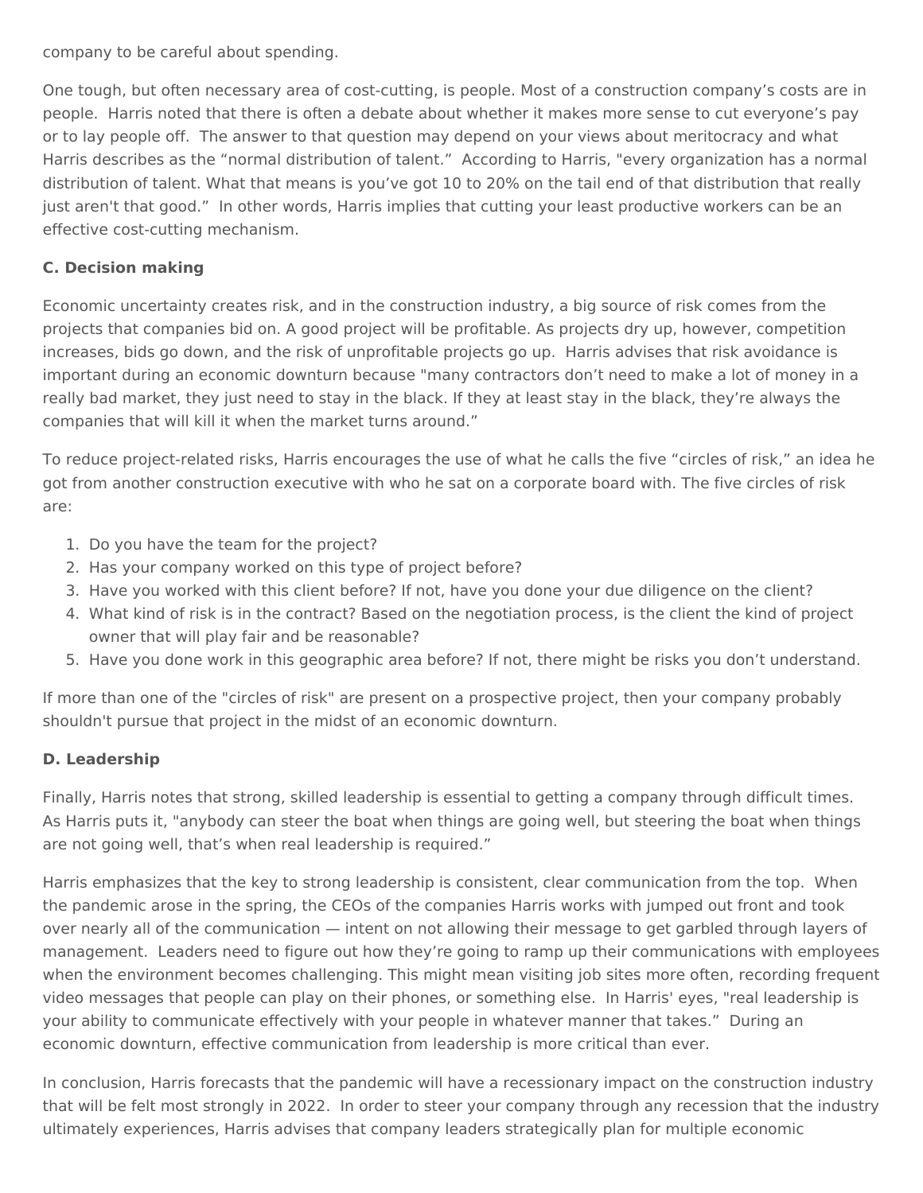company to be careful about spending.

One tough, but often necessary area of cost-cutting, is people. Most of a construction company's costs are in people. Harris noted that there is often a debate about whether it makes more sense to cut everyone's pay or to lay people off. The answer to that question may depend on your views about meritocracy and what Harris describes as the "normal distribution of talent." According to Harris, "every organization has a normal distribution of talent. What that means is you've got 10 to 20% on the tail end of that distribution that really just aren't that good." In other words, Harris implies that cutting your least productive workers can be an effective cost-cutting mechanism.

**C. Decision making**

Economic uncertainty creates risk, and in the construction industry, a big source of risk comes from the projects that companies bid on. A good project will be profitable. As projects dry up, however, competition increases, bids go down, and the risk of unprofitable projects go up. Harris advises that risk avoidance is important during an economic downturn because "many contractors don't need to make a lot of money in a really bad market, they just need to stay in the black. If they at least stay in the black, they're always the companies that will kill it when the market turns around."

To reduce project-related risks, Harris encourages the use of what he calls the five "circles of risk," an idea he got from another construction executive with who he sat on a corporate board with. The five circles of risk are:

1. Do you have the team for the project?
2. Has your company worked on this type of project before?
3. Have you worked with this client before? If not, have you done your due diligence on the client?
4. What kind of risk is in the contract? Based on the negotiation process, is the client the kind of project owner that will play fair and be reasonable?
5. Have you done work in this geographic area before? If not, there might be risks you don't understand.

If more than one of the "circles of risk" are present on a prospective project, then your company probably shouldn't pursue that project in the midst of an economic downturn.

**D. Leadership**

Finally, Harris notes that strong, skilled leadership is essential to getting a company through difficult times. As Harris puts it, "anybody can steer the boat when things are going well, but steering the boat when things are not going well, that's when real leadership is required."

Harris emphasizes that the key to strong leadership is consistent, clear communication from the top. When the pandemic arose in the spring, the CEOs of the companies Harris works with jumped out front and took over nearly all of the communication — intent on not allowing their message to get garbled through layers of management. Leaders need to figure out how they're going to ramp up their communications with employees when the environment becomes challenging. This might mean visiting job sites more often, recording frequent video messages that people can play on their phones, or something else. In Harris' eyes, "real leadership is your ability to communicate effectively with your people in whatever manner that takes." During an economic downturn, effective communication from leadership is more critical than ever.

In conclusion, Harris forecasts that the pandemic will have a recessionary impact on the construction industry that will be felt most strongly in 2022. In order to steer your company through any recession that the industry ultimately experiences, Harris advises that company leaders strategically plan for multiple economic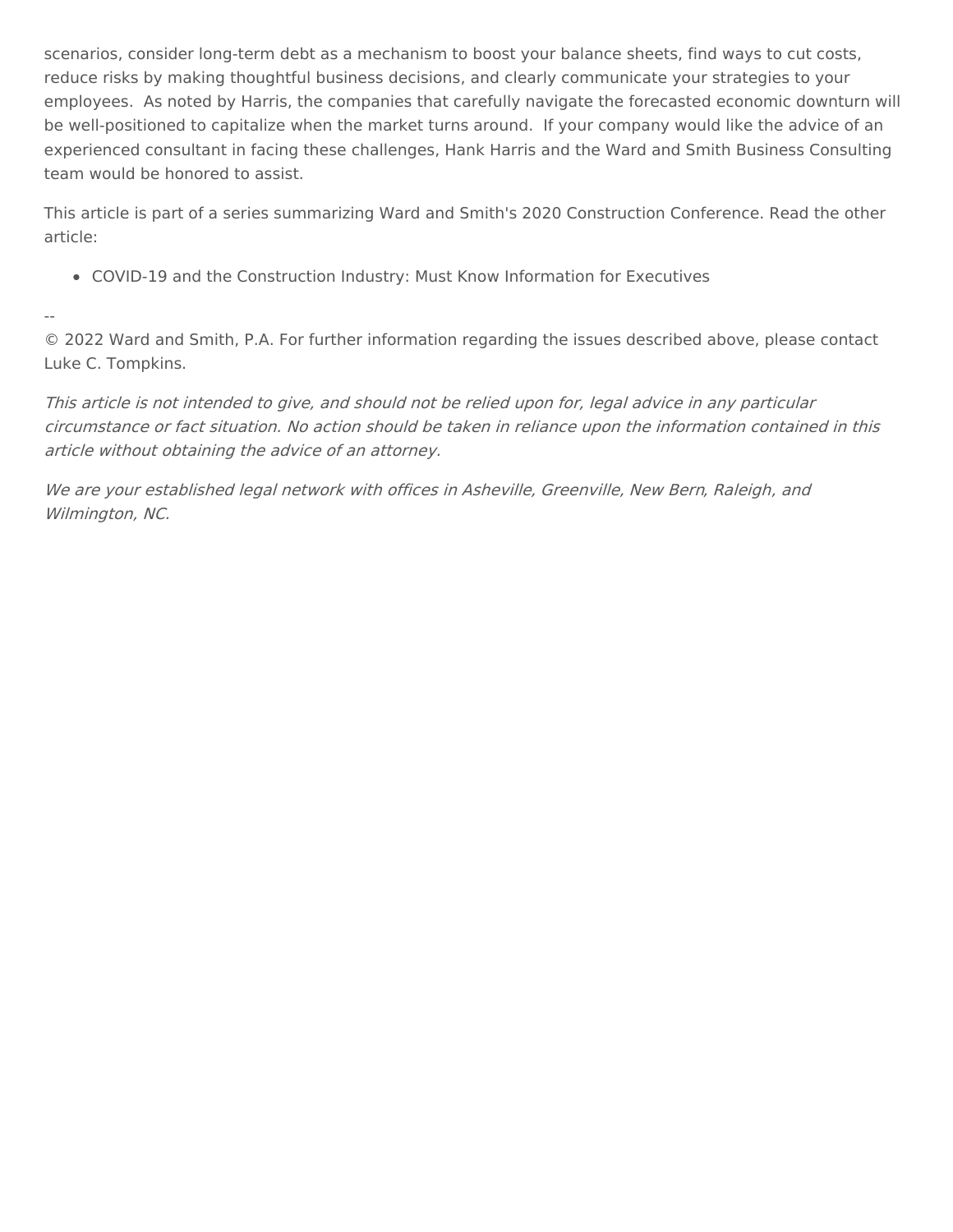scenarios, consider long-term debt as a mechanism to boost your balance sheets, find ways to cut costs, reduce risks by making thoughtful business decisions, and clearly communicate your strategies to your employees. As noted by Harris, the companies that carefully navigate the forecasted economic downturn will be well-positioned to capitalize when the market turns around. If your company would like the advice of an experienced consultant in facing these challenges, Hank Harris and the Ward and Smith Business Consulting team would be honored to assist.

This article is part of a series summarizing Ward and Smith's 2020 Construction Conference. Read the other article:

- COVID-19 and the Construction Industry: Must Know Information for Executives

--
© 2022 Ward and Smith, P.A. For further information regarding the issues described above, please contact Luke C. Tompkins.

*This article is not intended to give, and should not be relied upon for, legal advice in any particular circumstance or fact situation. No action should be taken in reliance upon the information contained in this article without obtaining the advice of an attorney.*

*We are your established legal network with offices in Asheville, Greenville, New Bern, Raleigh, and Wilmington, NC.*